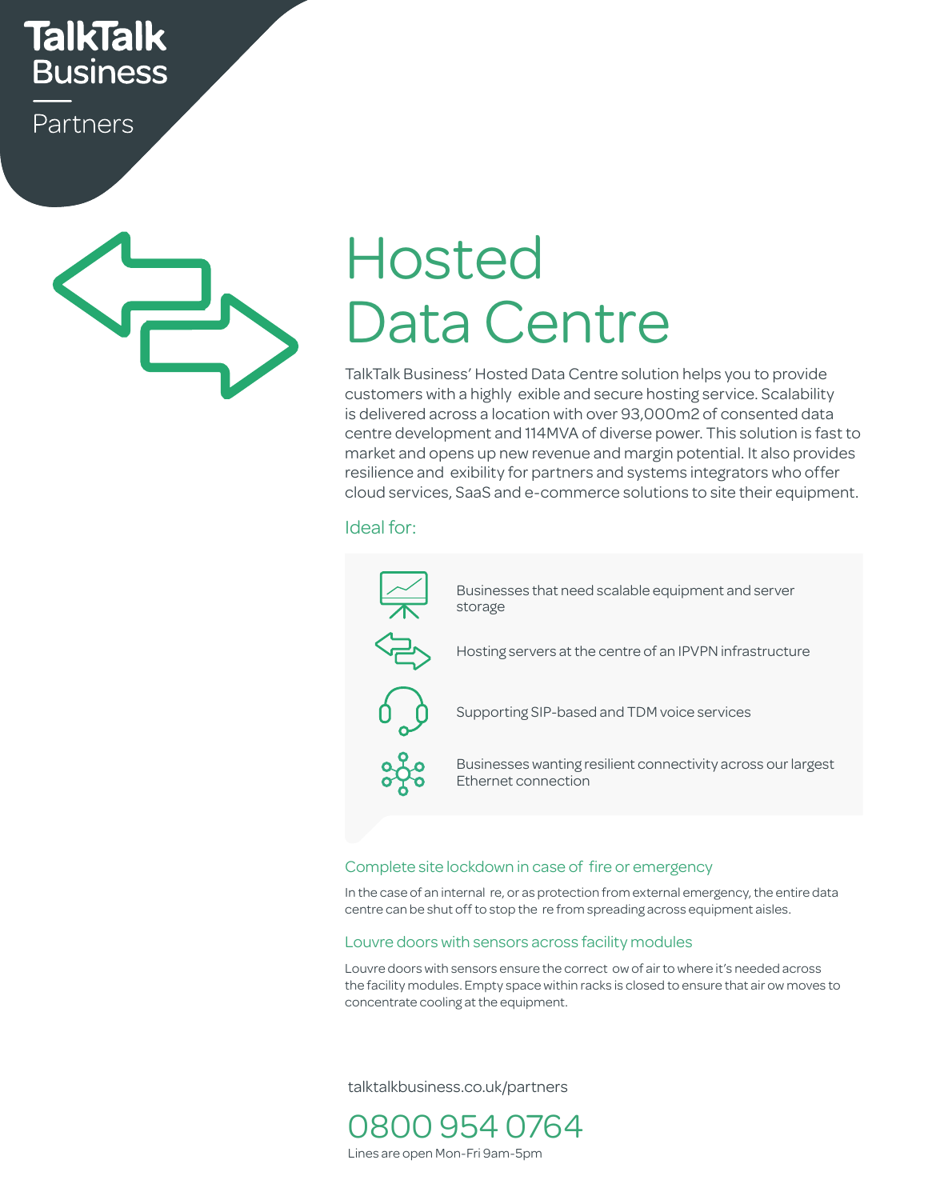TalkTalk Business

Partners

# Hosted Data Centre

TalkTalk Business' Hosted Data Centre solution helps you to provide customers with a highly exible and secure hosting service. Scalability is delivered across a location with over 93,000m2 of consented data centre development and 114MVA of diverse power. This solution is fast to market and opens up new revenue and margin potential. It also provides resilience and exibility for partners and systems integrators who offer cloud services, SaaS and e-commerce solutions to site their equipment.

## Ideal for:

- Businesses that need scalable equipment and server storage
- Hosting servers at the centre of an IPVPN infrastructure
- Supporting SIP-based and TDM voice services
- Businesses wanting resilient connectivity across our largest Ethernet connection

### Complete site lockdown in case of fire or emergency

In the case of an internal re, or as protection from external emergency, the entire data centre can be shut off to stop the re from spreading across equipment aisles.

### Louvre doors with sensors across facility modules

Louvre doors with sensors ensure the correct ow of air to where it's needed across the facility modules. Empty space within racks is closed to ensure that air ow moves to concentrate cooling at the equipment.

talktalkbusiness.co.uk/partners

0800 954 0764

Lines are open Mon-Fri 9am-5pm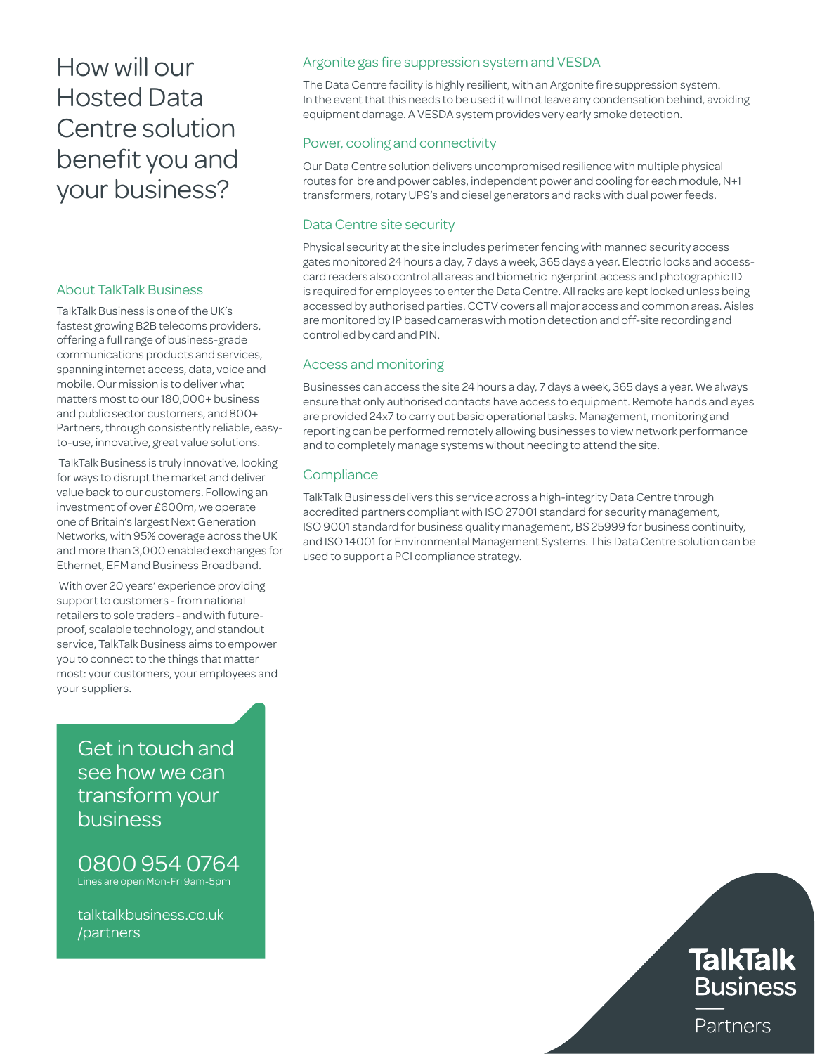# How will our Hosted Data Centre solution benefit you and your business?

## About TalkTalk Business

TalkTalk Business is one of the UK's fastest growing B2B telecoms providers, offering a full range of business-grade communications products and services, spanning internet access, data, voice and mobile. Our mission is to deliver what matters most to our 180,000+ business and public sector customers, and 800+ Partners, through consistently reliable, easy-to-use, innovative, great value solutions.

TalkTalk Business is truly innovative, looking for ways to disrupt the market and deliver value back to our customers. Following an investment of over £600m, we operate one of Britain's largest Next Generation Networks, with 95% coverage across the UK and more than 3,000 enabled exchanges for Ethernet, EFM and Business Broadband.

With over 20 years' experience providing support to customers - from national retailers to sole traders - and with future-proof, scalable technology, and standout service, TalkTalk Business aims to empower you to connect to the things that matter most: your customers, your employees and your suppliers.

Get in touch and see how we can transform your business

0800 954 0764
Lines are open Mon-Fri 9am-5pm

talktalkbusiness.co.uk/partners

## Argonite gas fire suppression system and VESDA

The Data Centre facility is highly resilient, with an Argonite fire suppression system. In the event that this needs to be used it will not leave any condensation behind, avoiding equipment damage. A VESDA system provides very early smoke detection.

## Power, cooling and connectivity

Our Data Centre solution delivers uncompromised resilience with multiple physical routes for bre and power cables, independent power and cooling for each module, N+1 transformers, rotary UPS's and diesel generators and racks with dual power feeds.

## Data Centre site security

Physical security at the site includes perimeter fencing with manned security access gates monitored 24 hours a day, 7 days a week, 365 days a year. Electric locks and access-card readers also control all areas and biometric ngerprint access and photographic ID is required for employees to enter the Data Centre. All racks are kept locked unless being accessed by authorised parties. CCTV covers all major access and common areas. Aisles are monitored by IP based cameras with motion detection and off-site recording and controlled by card and PIN.

## Access and monitoring

Businesses can access the site 24 hours a day, 7 days a week, 365 days a year. We always ensure that only authorised contacts have access to equipment. Remote hands and eyes are provided 24x7 to carry out basic operational tasks. Management, monitoring and reporting can be performed remotely allowing businesses to view network performance and to completely manage systems without needing to attend the site.

## Compliance

TalkTalk Business delivers this service across a high-integrity Data Centre through accredited partners compliant with ISO 27001 standard for security management, ISO 9001 standard for business quality management, BS 25999 for business continuity, and ISO 14001 for Environmental Management Systems. This Data Centre solution can be used to support a PCI compliance strategy.

TalkTalk Business
Partners